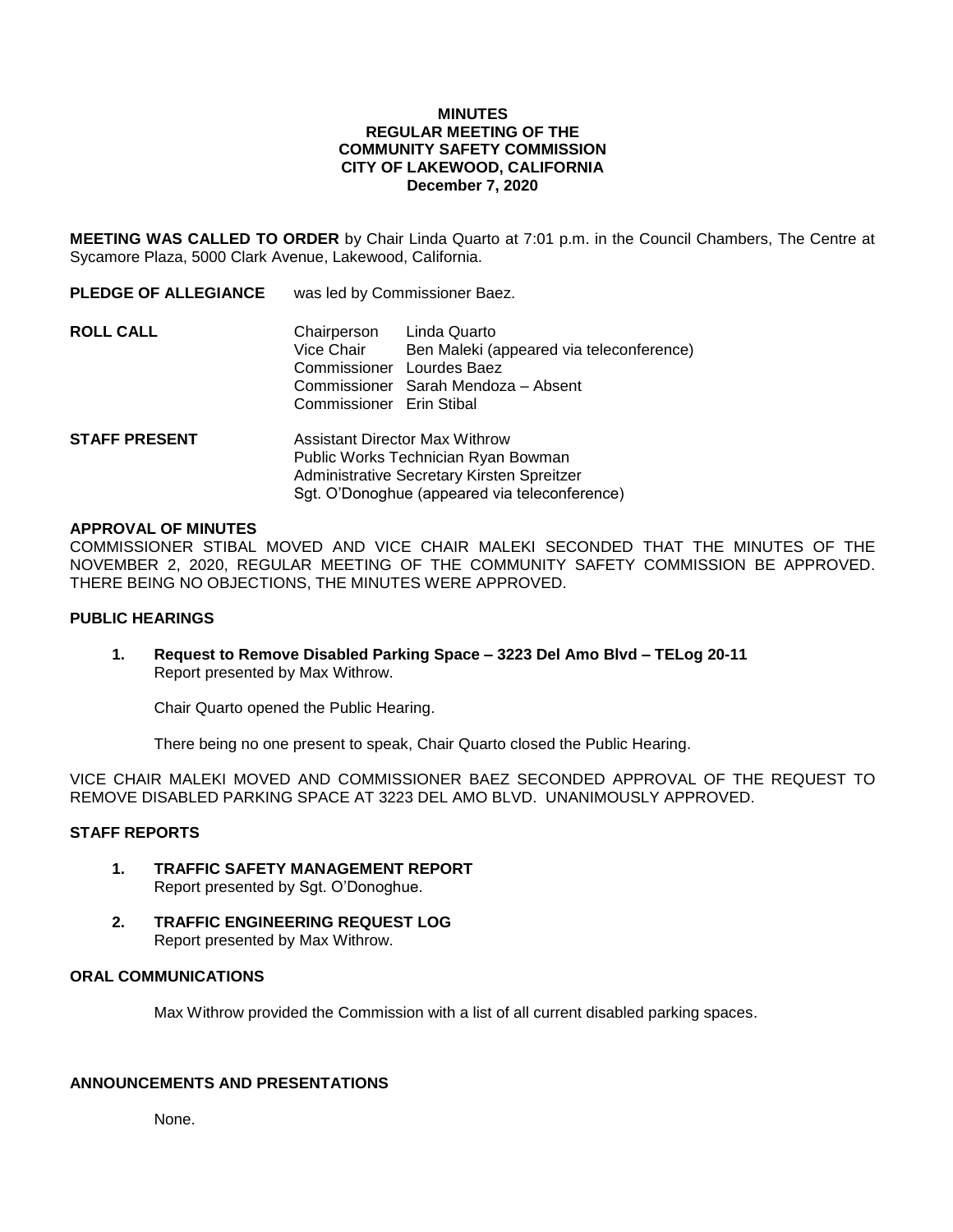**MINUTES**
**REGULAR MEETING OF THE**
**COMMUNITY SAFETY COMMISSION**
**CITY OF LAKEWOOD, CALIFORNIA**
**December 7, 2020**

**MEETING WAS CALLED TO ORDER** by Chair Linda Quarto at 7:01 p.m. in the Council Chambers, The Centre at Sycamore Plaza, 5000 Clark Avenue, Lakewood, California.

**PLEDGE OF ALLEGIANCE** was led by Commissioner Baez.

**ROLL CALL**

Chairperson Linda Quarto
Vice Chair Ben Maleki (appeared via teleconference)
Commissioner Lourdes Baez
Commissioner Sarah Mendoza – Absent
Commissioner Erin Stibal

**STAFF PRESENT**

Assistant Director Max Withrow
Public Works Technician Ryan Bowman
Administrative Secretary Kirsten Spreitzer
Sgt. O'Donoghue (appeared via teleconference)

**APPROVAL OF MINUTES**

COMMISSIONER STIBAL MOVED AND VICE CHAIR MALEKI SECONDED THAT THE MINUTES OF THE NOVEMBER 2, 2020, REGULAR MEETING OF THE COMMUNITY SAFETY COMMISSION BE APPROVED. THERE BEING NO OBJECTIONS, THE MINUTES WERE APPROVED.

**PUBLIC HEARINGS**

1. **Request to Remove Disabled Parking Space – 3223 Del Amo Blvd – TELog 20-11**
   Report presented by Max Withrow.

   Chair Quarto opened the Public Hearing.

   There being no one present to speak, Chair Quarto closed the Public Hearing.

VICE CHAIR MALEKI MOVED AND COMMISSIONER BAEZ SECONDED APPROVAL OF THE REQUEST TO REMOVE DISABLED PARKING SPACE AT 3223 DEL AMO BLVD. UNANIMOUSLY APPROVED.

**STAFF REPORTS**

1. **TRAFFIC SAFETY MANAGEMENT REPORT**
   Report presented by Sgt. O'Donoghue.

2. **TRAFFIC ENGINEERING REQUEST LOG**
   Report presented by Max Withrow.

**ORAL COMMUNICATIONS**

Max Withrow provided the Commission with a list of all current disabled parking spaces.

**ANNOUNCEMENTS AND PRESENTATIONS**

None.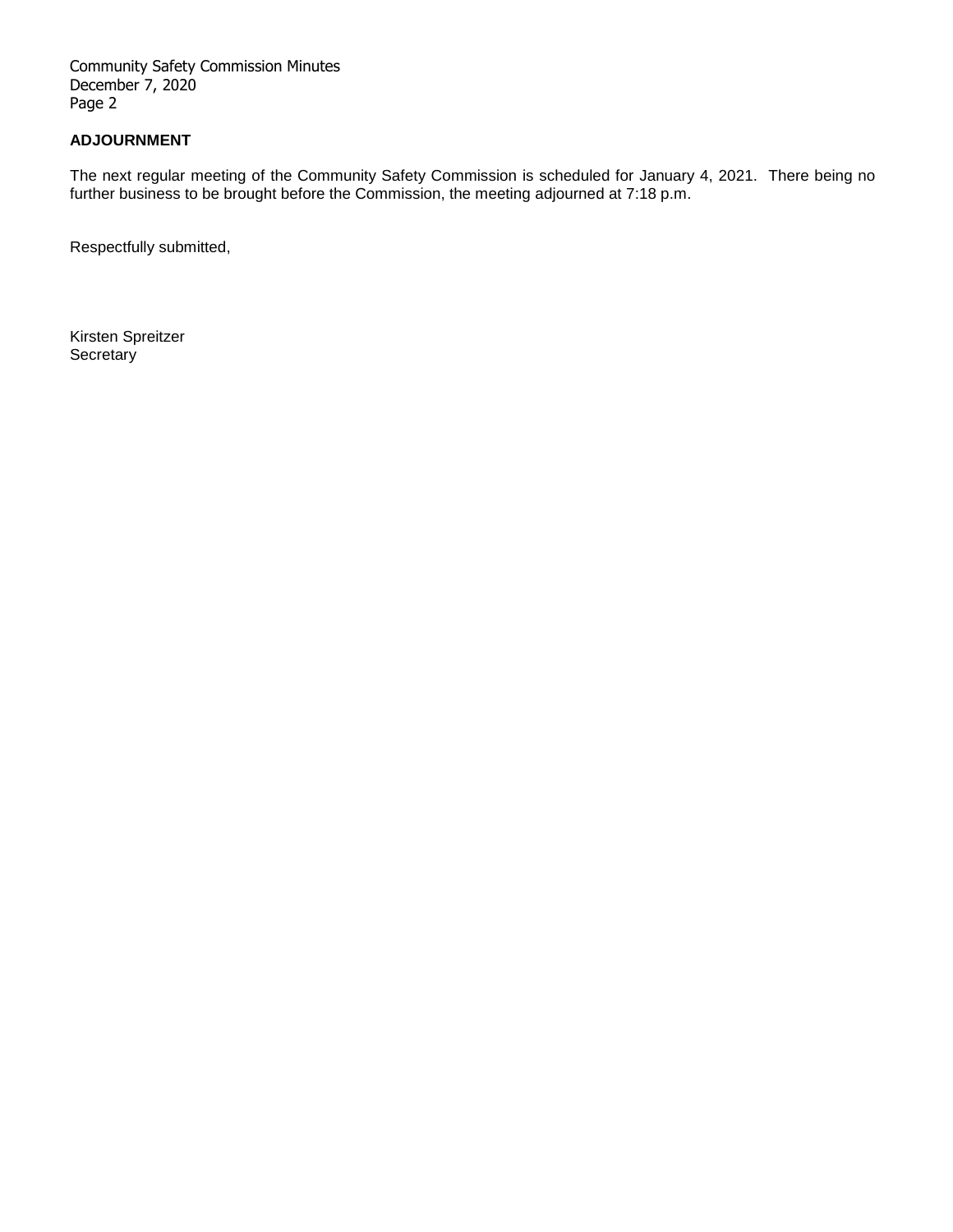**ADJOURNMENT**

The next regular meeting of the Community Safety Commission is scheduled for January 4, 2021. There being no further business to be brought before the Commission, the meeting adjourned at 7:18 p.m.

Respectfully submitted,

Kirsten Spreitzer
Secretary